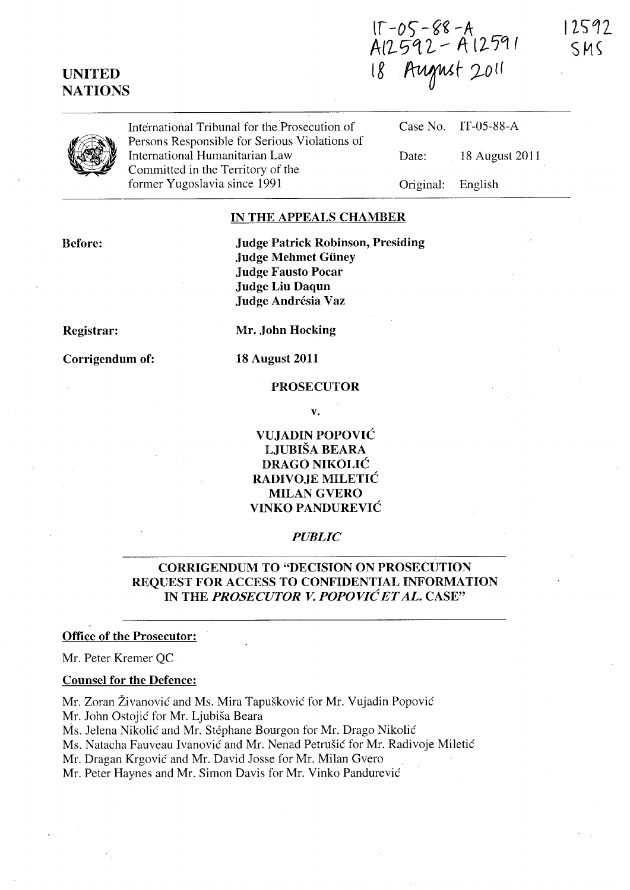IT-05-88-A
A12592 - A12591
18 August 2011

12592
SMS

**UNITED NATIONS**

International Tribunal for the Prosecution of Persons Responsible for Serious Violations of International Humanitarian Law Committed in the Territory of the former Yugoslavia since 1991

| | |
|---|---|
| Case No. | IT-05-88-A |
| Date: | 18 August 2011 |
| Original: | English |

## IN THE APPEALS CHAMBER

**Before:**

**Judge Patrick Robinson, Presiding**
**Judge Mehmet Güney**
**Judge Fausto Pocar**
**Judge Liu Daqun**
**Judge Andrésia Vaz**

**Registrar:** **Mr. John Hocking**

**Corrigendum of:** **18 August 2011**

**PROSECUTOR**

**v.**

**VUJADIN POPOVIĆ**
**LJUBIŠA BEARA**
**DRAGO NIKOLIĆ**
**RADIVOJE MILETIĆ**
**MILAN GVERO**
**VINKO PANDUREVIĆ**

***PUBLIC***

## CORRIGENDUM TO "DECISION ON PROSECUTION REQUEST FOR ACCESS TO CONFIDENTIAL INFORMATION IN THE *PROSECUTOR V. POPOVIĆ ET AL.* CASE"

**Office of the Prosecutor:**

Mr. Peter Kremer QC

**Counsel for the Defence:**

Mr. Zoran Živanović and Ms. Mira Tapušković for Mr. Vujadin Popović
Mr. John Ostojić for Mr. Ljubiša Beara
Ms. Jelena Nikolić and Mr. Stéphane Bourgon for Mr. Drago Nikolić
Ms. Natacha Fauveau Ivanović and Mr. Nenad Petrušić for Mr. Radivoje Miletić
Mr. Dragan Krgović and Mr. David Josse for Mr. Milan Gvero
Mr. Peter Haynes and Mr. Simon Davis for Mr. Vinko Pandurević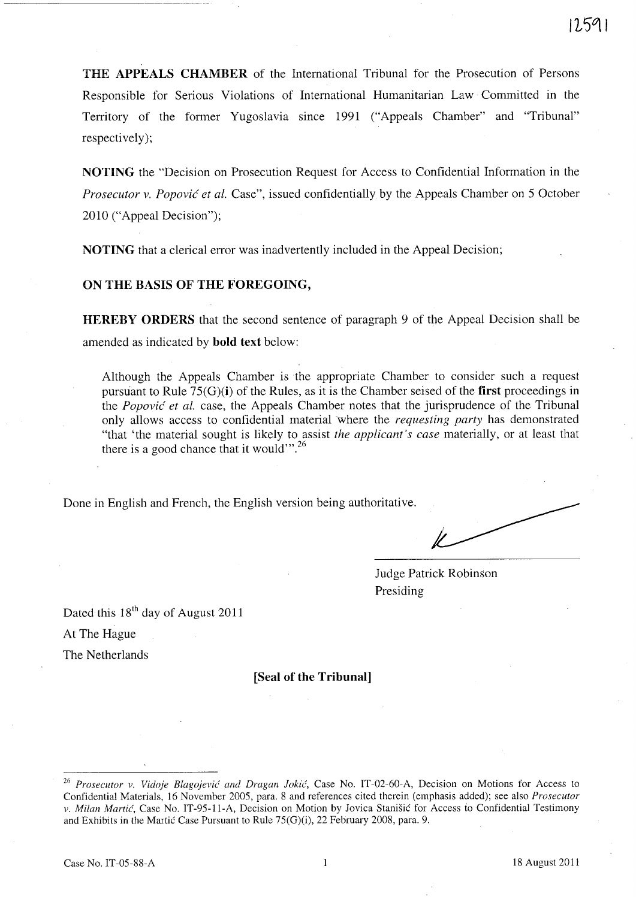**THE APPEALS CHAMBER** of the International Tribunal for the Prosecution of Persons Responsible for Serious Violations of International Humanitarian Law Committed in the Territory of the former Yugoslavia since 1991 ("Appeals Chamber" and "Tribunal" respectively);

**NOTING** the "Decision on Prosecution Request for Access to Confidential Information in the *Prosecutor v. Popović et al.* Case", issued confidentially by the Appeals Chamber on 5 October 2010 ("Appeal Decision");

**NOTING** that a clerical error was inadvertently included in the Appeal Decision;

**ON THE BASIS OF THE FOREGOING,**

**HEREBY ORDERS** that the second sentence of paragraph 9 of the Appeal Decision shall be amended as indicated by **bold text** below:

> Although the Appeals Chamber is the appropriate Chamber to consider such a request pursuant to Rule 75(G)(**i**) of the Rules, as it is the Chamber seised of the **first** proceedings in the *Popović et al.* case, the Appeals Chamber notes that the jurisprudence of the Tribunal only allows access to confidential material where the *requesting party* has demonstrated "that 'the material sought is likely to assist *the applicant's case* materially, or at least that there is a good chance that it would'".[26]

Done in English and French, the English version being authoritative.

Judge Patrick Robinson
Presiding

Dated this 18th day of August 2011
At The Hague
The Netherlands

**[Seal of the Tribunal]**

---

[26] *Prosecutor v. Vidoje Blagojević and Dragan Jokić*, Case No. IT-02-60-A, Decision on Motions for Access to Confidential Materials, 16 November 2005, para. 8 and references cited therein (emphasis added); see also *Prosecutor v. Milan Martić*, Case No. IT-95-11-A, Decision on Motion by Jovica Stanišić for Access to Confidential Testimony and Exhibits in the Martić Case Pursuant to Rule 75(G)(i), 22 February 2008, para. 9.